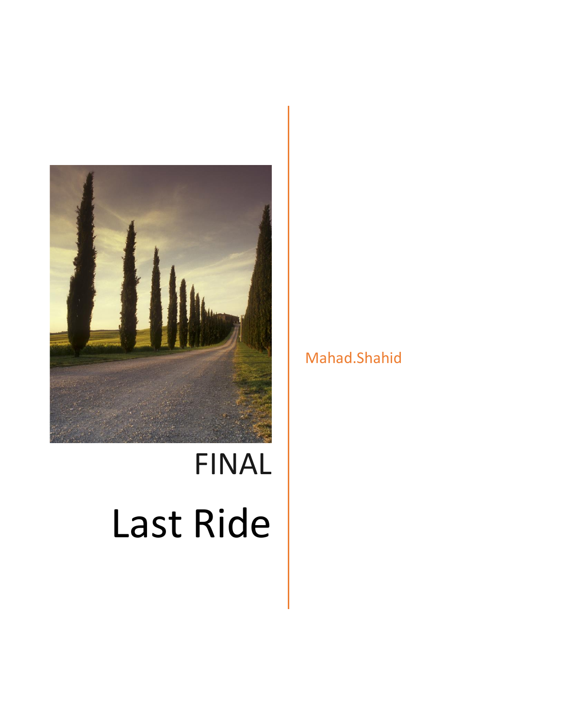FINAL

# Last Ride

Mahad.Shahid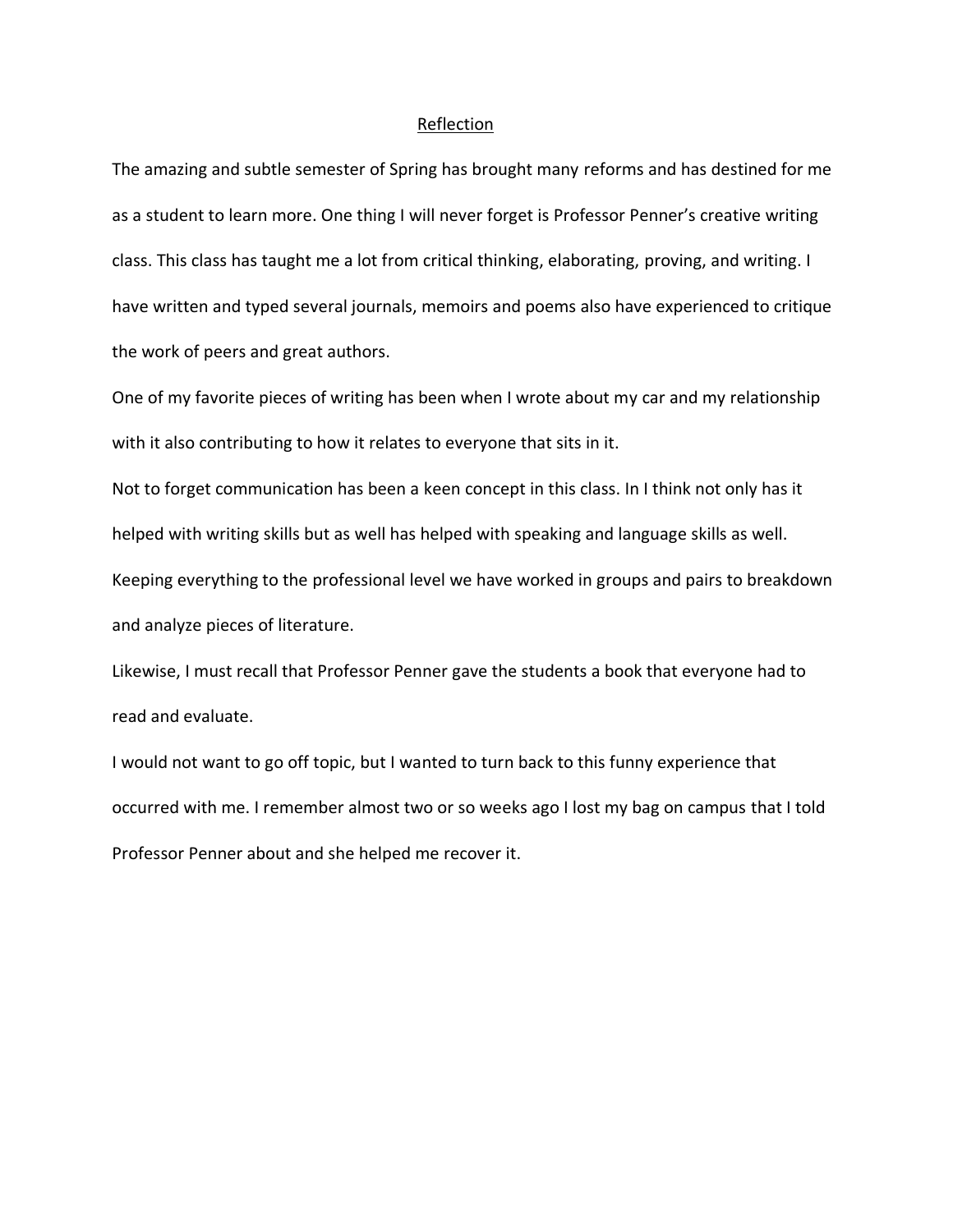# Reflection

The amazing and subtle semester of Spring has brought many reforms and has destined for me as a student to learn more. One thing I will never forget is Professor Penner's creative writing class. This class has taught me a lot from critical thinking, elaborating, proving, and writing. I have written and typed several journals, memoirs and poems also have experienced to critique the work of peers and great authors.

One of my favorite pieces of writing has been when I wrote about my car and my relationship with it also contributing to how it relates to everyone that sits in it.

Not to forget communication has been a keen concept in this class. In I think not only has it helped with writing skills but as well has helped with speaking and language skills as well. Keeping everything to the professional level we have worked in groups and pairs to breakdown and analyze pieces of literature.

Likewise, I must recall that Professor Penner gave the students a book that everyone had to read and evaluate.

I would not want to go off topic, but I wanted to turn back to this funny experience that occurred with me. I remember almost two or so weeks ago I lost my bag on campus that I told Professor Penner about and she helped me recover it.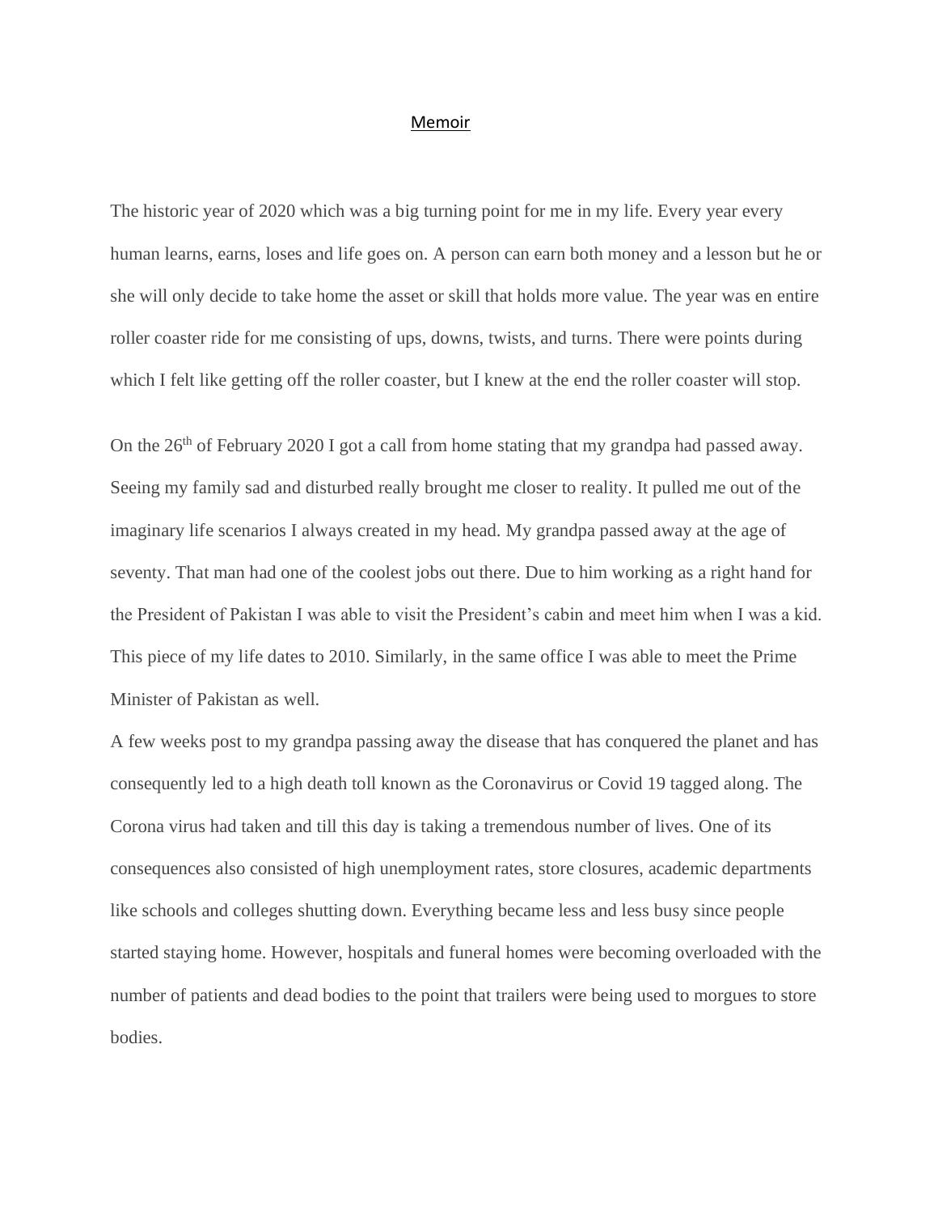# Memoir

The historic year of 2020 which was a big turning point for me in my life. Every year every human learns, earns, loses and life goes on. A person can earn both money and a lesson but he or she will only decide to take home the asset or skill that holds more value. The year was en entire roller coaster ride for me consisting of ups, downs, twists, and turns. There were points during which I felt like getting off the roller coaster, but I knew at the end the roller coaster will stop.

On the 26th of February 2020 I got a call from home stating that my grandpa had passed away. Seeing my family sad and disturbed really brought me closer to reality. It pulled me out of the imaginary life scenarios I always created in my head. My grandpa passed away at the age of seventy. That man had one of the coolest jobs out there. Due to him working as a right hand for the President of Pakistan I was able to visit the President's cabin and meet him when I was a kid. This piece of my life dates to 2010. Similarly, in the same office I was able to meet the Prime Minister of Pakistan as well.

A few weeks post to my grandpa passing away the disease that has conquered the planet and has consequently led to a high death toll known as the Coronavirus or Covid 19 tagged along. The Corona virus had taken and till this day is taking a tremendous number of lives. One of its consequences also consisted of high unemployment rates, store closures, academic departments like schools and colleges shutting down. Everything became less and less busy since people started staying home. However, hospitals and funeral homes were becoming overloaded with the number of patients and dead bodies to the point that trailers were being used to morgues to store bodies.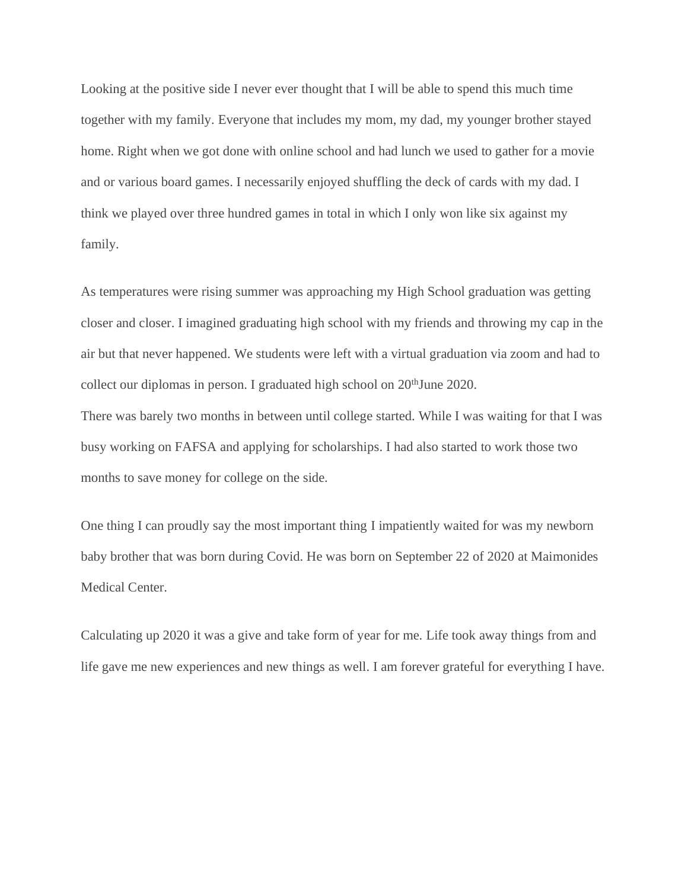Looking at the positive side I never ever thought that I will be able to spend this much time together with my family. Everyone that includes my mom, my dad, my younger brother stayed home. Right when we got done with online school and had lunch we used to gather for a movie and or various board games. I necessarily enjoyed shuffling the deck of cards with my dad. I think we played over three hundred games in total in which I only won like six against my family.

As temperatures were rising summer was approaching my High School graduation was getting closer and closer. I imagined graduating high school with my friends and throwing my cap in the air but that never happened. We students were left with a virtual graduation via zoom and had to collect our diplomas in person. I graduated high school on 20thJune 2020.

There was barely two months in between until college started. While I was waiting for that I was busy working on FAFSA and applying for scholarships. I had also started to work those two months to save money for college on the side.

One thing I can proudly say the most important thing I impatiently waited for was my newborn baby brother that was born during Covid. He was born on September 22 of 2020 at Maimonides Medical Center.

Calculating up 2020 it was a give and take form of year for me. Life took away things from and life gave me new experiences and new things as well. I am forever grateful for everything I have.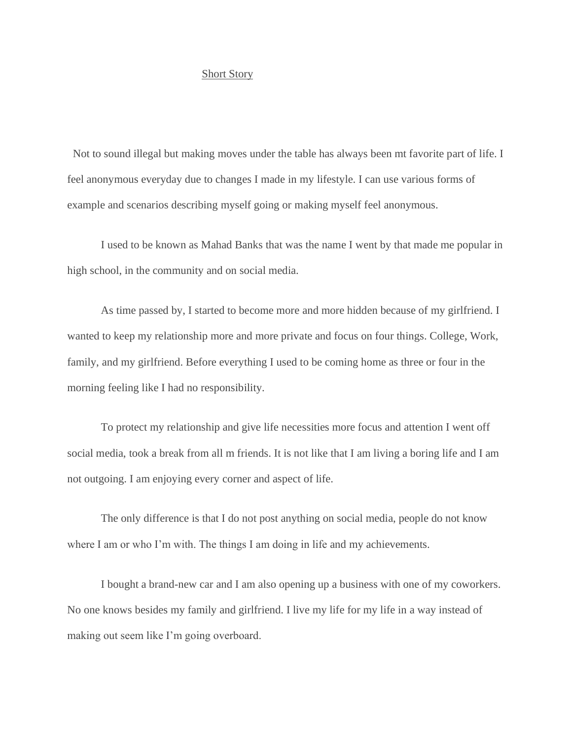Short Story

Not to sound illegal but making moves under the table has always been mt favorite part of life. I feel anonymous everyday due to changes I made in my lifestyle. I can use various forms of example and scenarios describing myself going or making myself feel anonymous.

I used to be known as Mahad Banks that was the name I went by that made me popular in high school, in the community and on social media.

As time passed by, I started to become more and more hidden because of my girlfriend. I wanted to keep my relationship more and more private and focus on four things. College, Work, family, and my girlfriend. Before everything I used to be coming home as three or four in the morning feeling like I had no responsibility.

To protect my relationship and give life necessities more focus and attention I went off social media, took a break from all m friends. It is not like that I am living a boring life and I am not outgoing. I am enjoying every corner and aspect of life.

The only difference is that I do not post anything on social media, people do not know where I am or who I'm with. The things I am doing in life and my achievements.

I bought a brand-new car and I am also opening up a business with one of my coworkers. No one knows besides my family and girlfriend. I live my life for my life in a way instead of making out seem like I'm going overboard.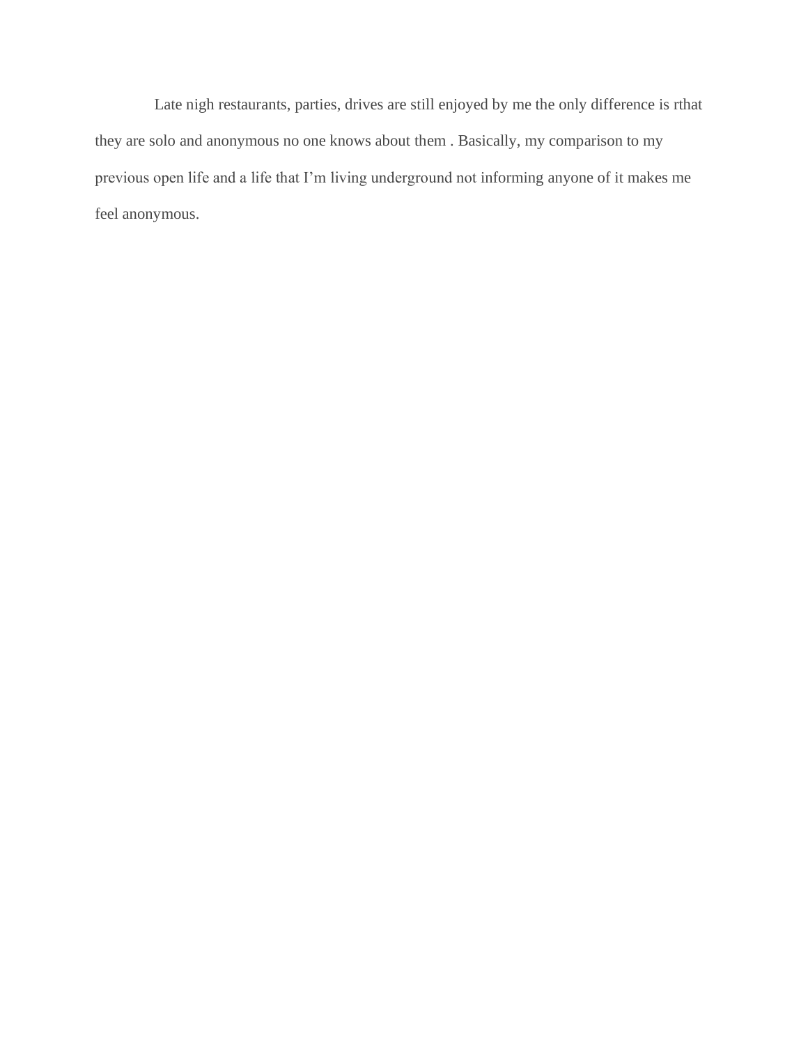Late nigh restaurants, parties, drives are still enjoyed by me the only difference is rthat they are solo and anonymous no one knows about them . Basically, my comparison to my previous open life and a life that I'm living underground not informing anyone of it makes me feel anonymous.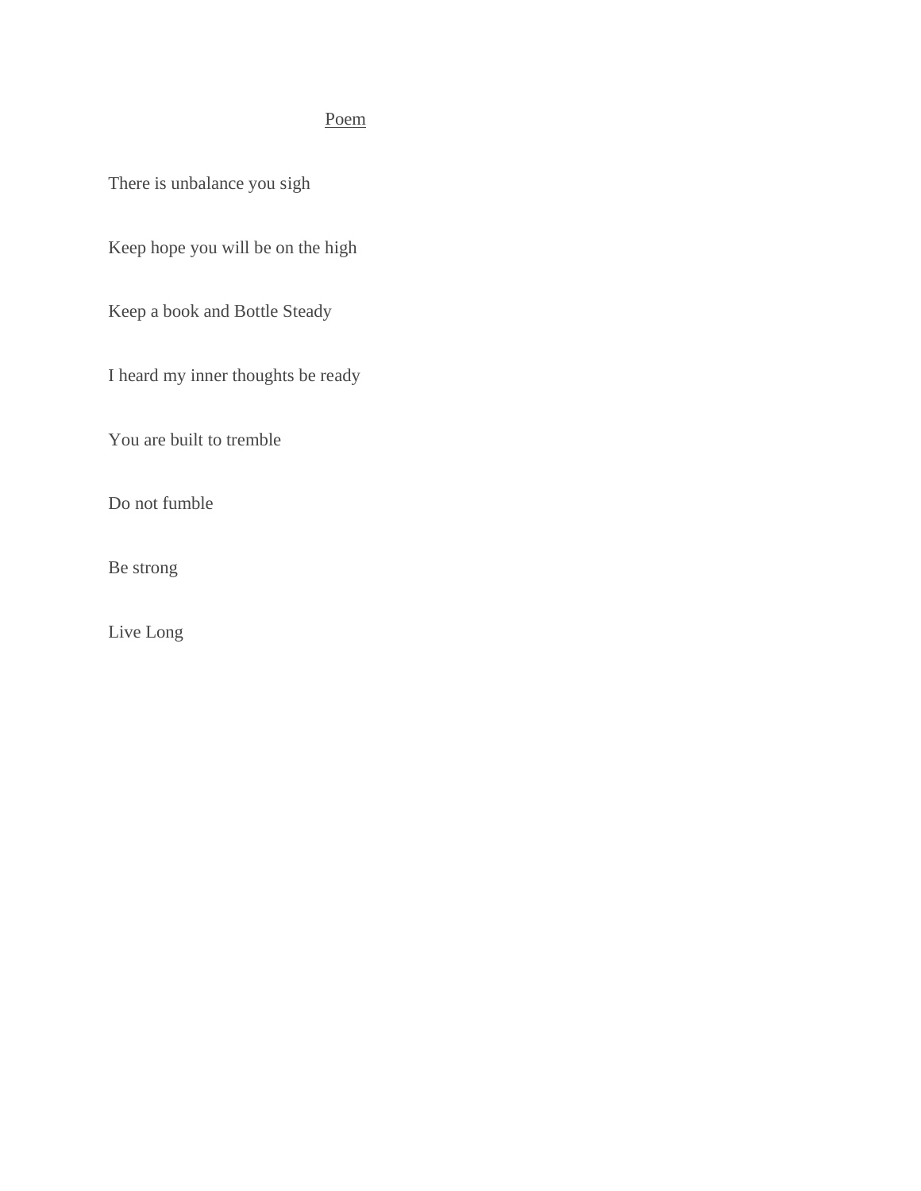Poem

There is unbalance you sigh

Keep hope you will be on the high

Keep a book and Bottle Steady

I heard my inner thoughts be ready

You are built to tremble

Do not fumble

Be strong

Live Long